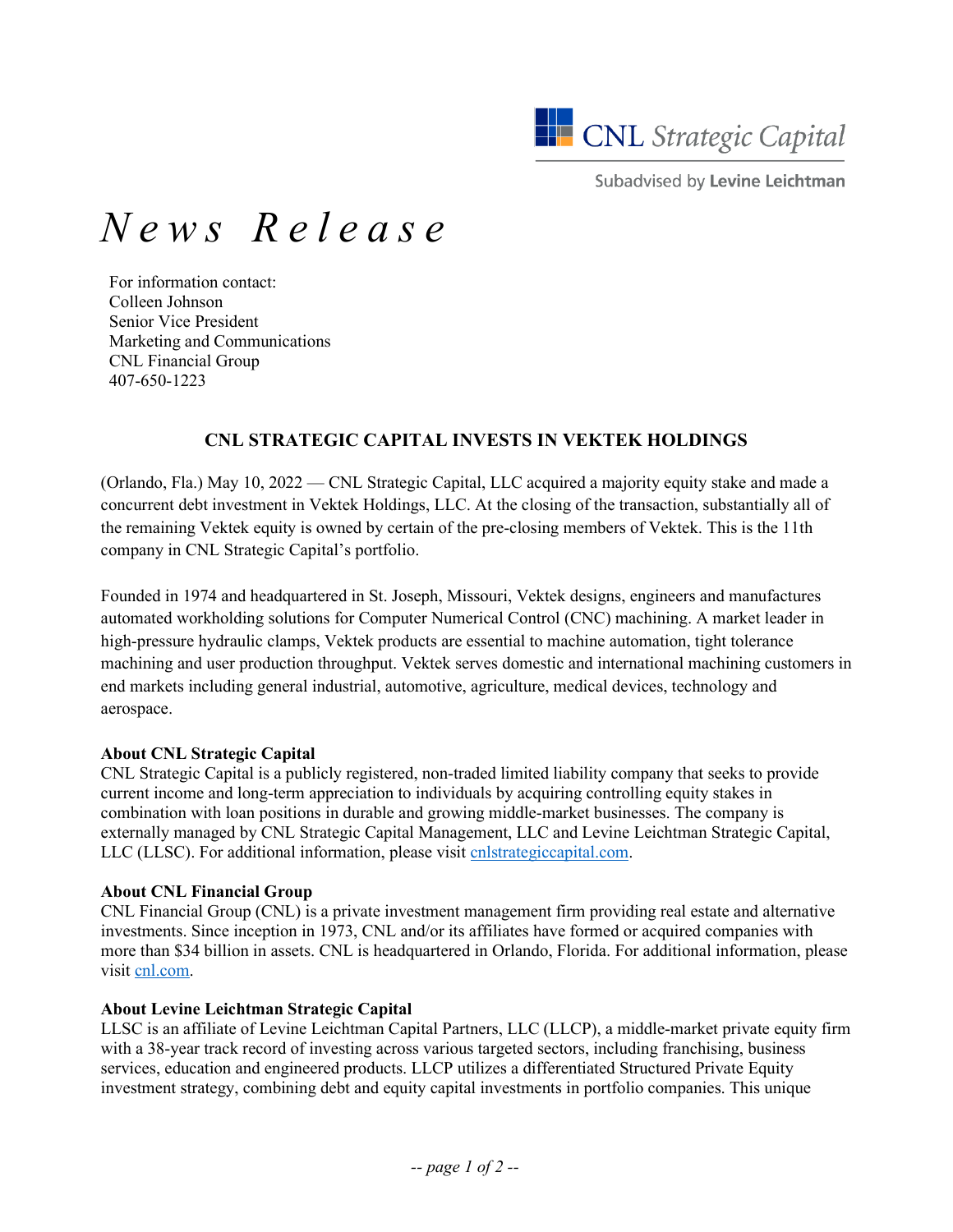CNL Strategic Capital

Subadvised by Levine Leichtman

# *News Release*

For information contact:
Colleen Johnson
Senior Vice President
Marketing and Communications
CNL Financial Group
407-650-1223

## CNL STRATEGIC CAPITAL INVESTS IN VEKTEK HOLDINGS

(Orlando, Fla.) May 10, 2022 — CNL Strategic Capital, LLC acquired a majority equity stake and made a concurrent debt investment in Vektek Holdings, LLC. At the closing of the transaction, substantially all of the remaining Vektek equity is owned by certain of the pre-closing members of Vektek. This is the 11th company in CNL Strategic Capital's portfolio.

Founded in 1974 and headquartered in St. Joseph, Missouri, Vektek designs, engineers and manufactures automated workholding solutions for Computer Numerical Control (CNC) machining. A market leader in high-pressure hydraulic clamps, Vektek products are essential to machine automation, tight tolerance machining and user production throughput. Vektek serves domestic and international machining customers in end markets including general industrial, automotive, agriculture, medical devices, technology and aerospace.

**About CNL Strategic Capital**
CNL Strategic Capital is a publicly registered, non-traded limited liability company that seeks to provide current income and long-term appreciation to individuals by acquiring controlling equity stakes in combination with loan positions in durable and growing middle-market businesses. The company is externally managed by CNL Strategic Capital Management, LLC and Levine Leichtman Strategic Capital, LLC (LLSC). For additional information, please visit [cnlstrategiccapital.com](cnlstrategiccapital.com).

**About CNL Financial Group**
CNL Financial Group (CNL) is a private investment management firm providing real estate and alternative investments. Since inception in 1973, CNL and/or its affiliates have formed or acquired companies with more than $34 billion in assets. CNL is headquartered in Orlando, Florida. For additional information, please visit [cnl.com](cnl.com).

**About Levine Leichtman Strategic Capital**
LLSC is an affiliate of Levine Leichtman Capital Partners, LLC (LLCP), a middle-market private equity firm with a 38-year track record of investing across various targeted sectors, including franchising, business services, education and engineered products. LLCP utilizes a differentiated Structured Private Equity investment strategy, combining debt and equity capital investments in portfolio companies. This unique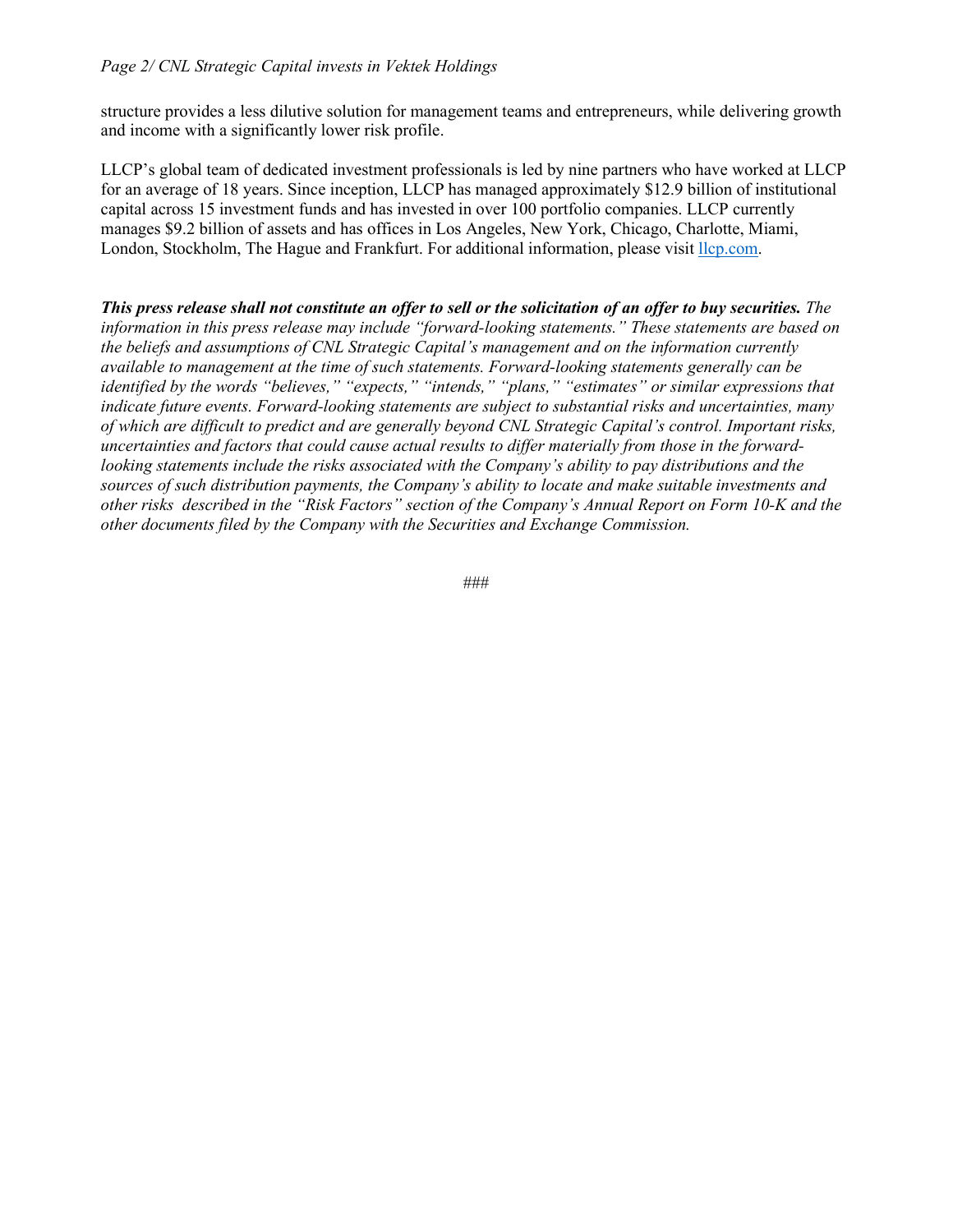structure provides a less dilutive solution for management teams and entrepreneurs, while delivering growth and income with a significantly lower risk profile.

LLCP's global team of dedicated investment professionals is led by nine partners who have worked at LLCP for an average of 18 years. Since inception, LLCP has managed approximately $12.9 billion of institutional capital across 15 investment funds and has invested in over 100 portfolio companies. LLCP currently manages $9.2 billion of assets and has offices in Los Angeles, New York, Chicago, Charlotte, Miami, London, Stockholm, The Hague and Frankfurt. For additional information, please visit [llcp.com](llcp.com).

***This press release shall not constitute an offer to sell or the solicitation of an offer to buy securities.*** *The information in this press release may include "forward-looking statements." These statements are based on the beliefs and assumptions of CNL Strategic Capital's management and on the information currently available to management at the time of such statements. Forward-looking statements generally can be identified by the words "believes," "expects," "intends," "plans," "estimates" or similar expressions that indicate future events. Forward-looking statements are subject to substantial risks and uncertainties, many of which are difficult to predict and are generally beyond CNL Strategic Capital's control. Important risks, uncertainties and factors that could cause actual results to differ materially from those in the forward-looking statements include the risks associated with the Company's ability to pay distributions and the sources of such distribution payments, the Company's ability to locate and make suitable investments and other risks described in the "Risk Factors" section of the Company's Annual Report on Form 10-K and the other documents filed by the Company with the Securities and Exchange Commission.*

###